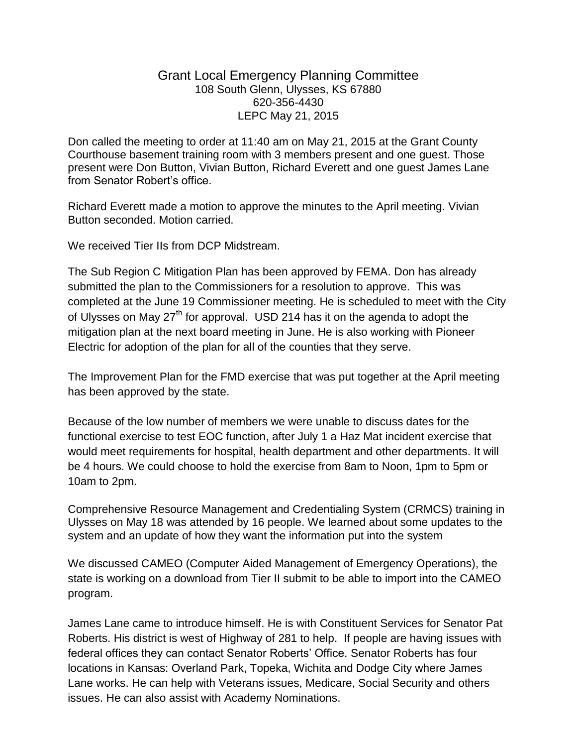# Grant Local Emergency Planning Committee

108 South Glenn, Ulysses, KS 67880
620-356-4430
LEPC May 21, 2015

Don called the meeting to order at 11:40 am on May 21, 2015 at the Grant County Courthouse basement training room with 3 members present and one guest. Those present were Don Button, Vivian Button, Richard Everett and one guest James Lane from Senator Robert's office.

Richard Everett made a motion to approve the minutes to the April meeting. Vivian Button seconded. Motion carried.

We received Tier IIs from DCP Midstream.

The Sub Region C Mitigation Plan has been approved by FEMA. Don has already submitted the plan to the Commissioners for a resolution to approve. This was completed at the June 19 Commissioner meeting. He is scheduled to meet with the City of Ulysses on May 27th for approval. USD 214 has it on the agenda to adopt the mitigation plan at the next board meeting in June. He is also working with Pioneer Electric for adoption of the plan for all of the counties that they serve.

The Improvement Plan for the FMD exercise that was put together at the April meeting has been approved by the state.

Because of the low number of members we were unable to discuss dates for the functional exercise to test EOC function, after July 1 a Haz Mat incident exercise that would meet requirements for hospital, health department and other departments. It will be 4 hours. We could choose to hold the exercise from 8am to Noon, 1pm to 5pm or 10am to 2pm.

Comprehensive Resource Management and Credentialing System (CRMCS) training in Ulysses on May 18 was attended by 16 people. We learned about some updates to the system and an update of how they want the information put into the system

We discussed CAMEO (Computer Aided Management of Emergency Operations), the state is working on a download from Tier II submit to be able to import into the CAMEO program.

James Lane came to introduce himself. He is with Constituent Services for Senator Pat Roberts. His district is west of Highway of 281 to help. If people are having issues with federal offices they can contact Senator Roberts' Office. Senator Roberts has four locations in Kansas: Overland Park, Topeka, Wichita and Dodge City where James Lane works. He can help with Veterans issues, Medicare, Social Security and others issues. He can also assist with Academy Nominations.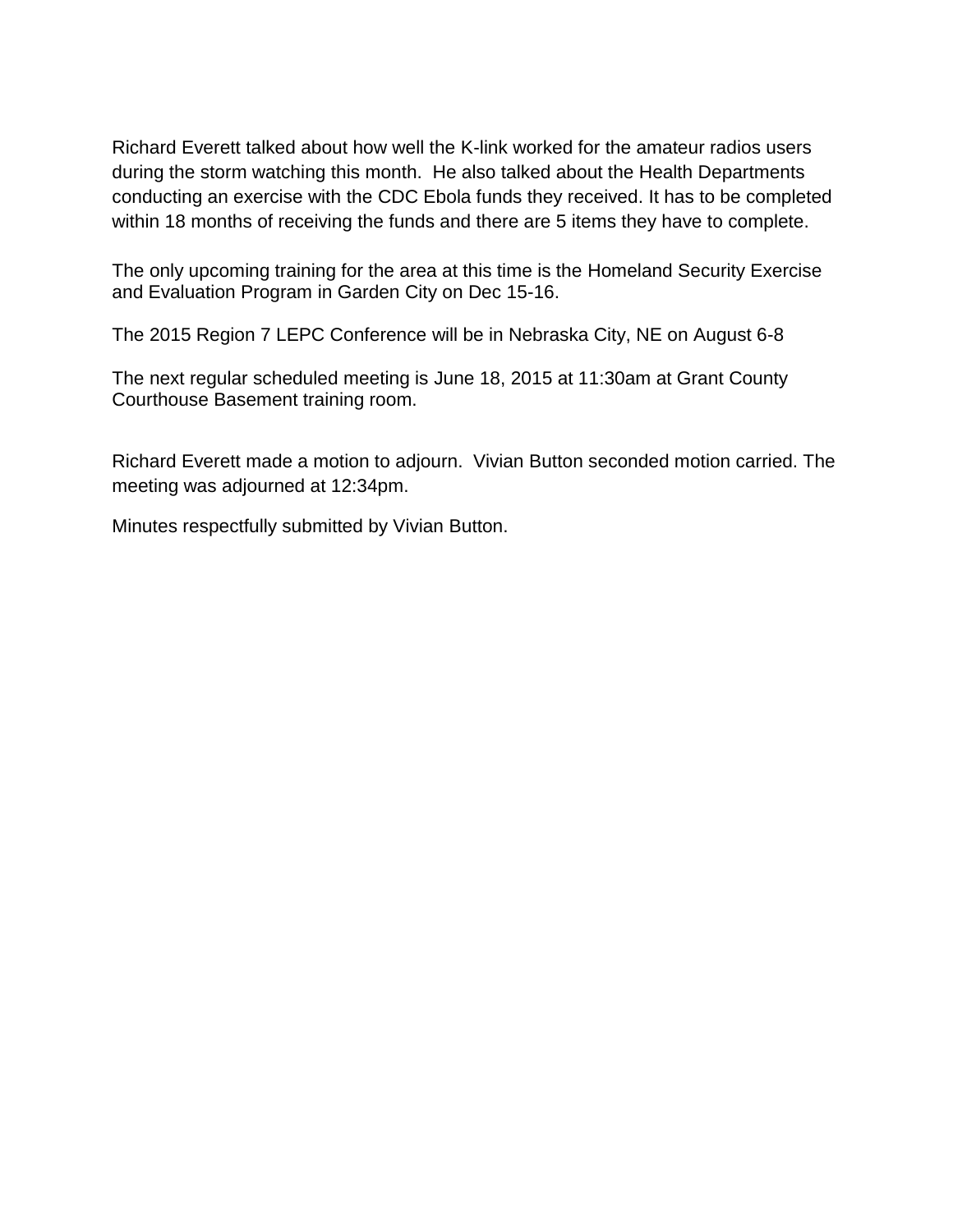Richard Everett talked about how well the K-link worked for the amateur radios users during the storm watching this month. He also talked about the Health Departments conducting an exercise with the CDC Ebola funds they received. It has to be completed within 18 months of receiving the funds and there are 5 items they have to complete.

The only upcoming training for the area at this time is the Homeland Security Exercise and Evaluation Program in Garden City on Dec 15-16.

The 2015 Region 7 LEPC Conference will be in Nebraska City, NE on August 6-8

The next regular scheduled meeting is June 18, 2015 at 11:30am at Grant County Courthouse Basement training room.

Richard Everett made a motion to adjourn. Vivian Button seconded motion carried. The meeting was adjourned at 12:34pm.

Minutes respectfully submitted by Vivian Button.